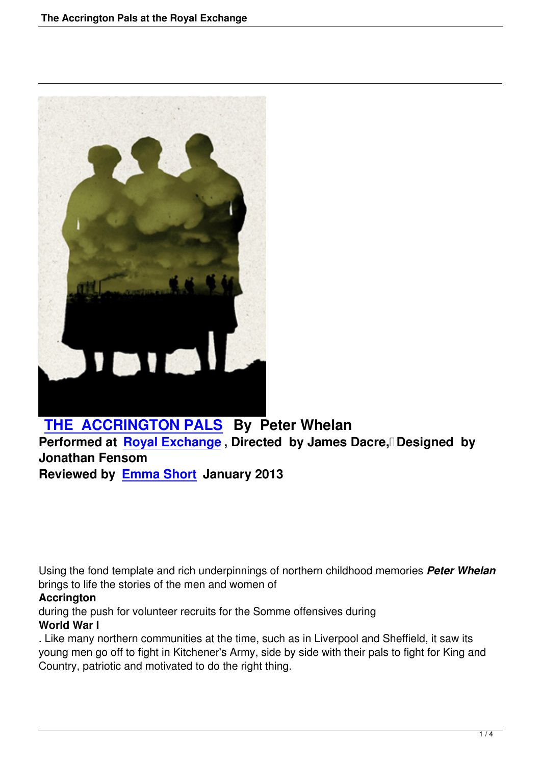**THE ACCRINGTON PALS** **By Peter Whelan**
**Performed at Royal Exchange , Directed by James Dacre, Designed by Jonathan Fensom**
**Reviewed by Emma Short January 2013**

Using the fond template and rich underpinnings of northern childhood memories ***Peter Whelan*** brings to life the stories of the men and women of **Accrington** during the push for volunteer recruits for the Somme offensives during **World War I**. Like many northern communities at the time, such as in Liverpool and Sheffield, it saw its young men go off to fight in Kitchener's Army, side by side with their pals to fight for King and Country, patriotic and motivated to do the right thing.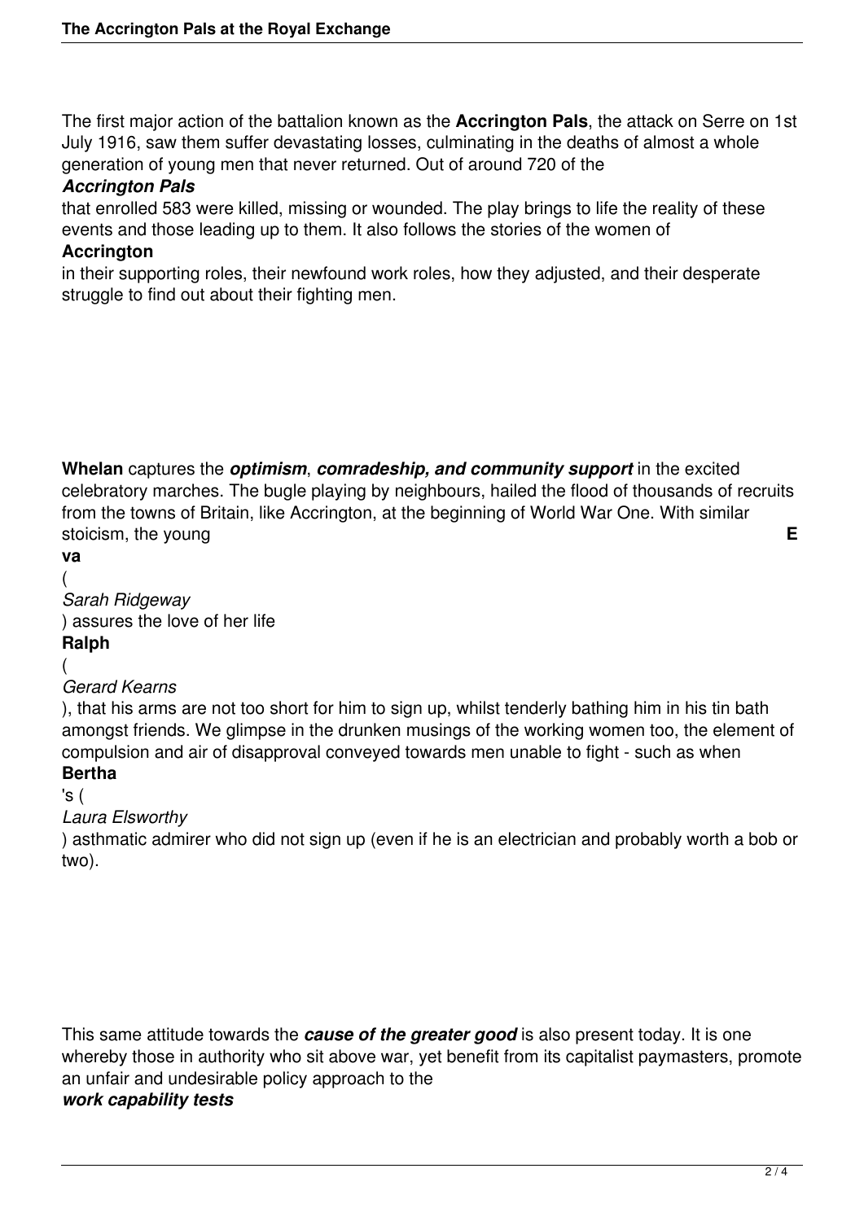The first major action of the battalion known as the **Accrington Pals**, the attack on Serre on 1st July 1916, saw them suffer devastating losses, culminating in the deaths of almost a whole generation of young men that never returned. Out of around 720 of the ***Accrington Pals*** that enrolled 583 were killed, missing or wounded. The play brings to life the reality of these events and those leading up to them. It also follows the stories of the women of **Accrington** in their supporting roles, their newfound work roles, how they adjusted, and their desperate struggle to find out about their fighting men.

**Whelan** captures the ***optimism***, ***comradeship, and community support*** in the excited celebratory marches. The bugle playing by neighbours, hailed the flood of thousands of recruits from the towns of Britain, like Accrington, at the beginning of World War One. With similar stoicism, the young **Eva** (*Sarah Ridgeway*) assures the love of her life **Ralph** (*Gerard Kearns*), that his arms are not too short for him to sign up, whilst tenderly bathing him in his tin bath amongst friends. We glimpse in the drunken musings of the working women too, the element of compulsion and air of disapproval conveyed towards men unable to fight - such as when **Bertha**'s (*Laura Elsworthy*) asthmatic admirer who did not sign up (even if he is an electrician and probably worth a bob or two).

This same attitude towards the ***cause of the greater good*** is also present today. It is one whereby those in authority who sit above war, yet benefit from its capitalist paymasters, promote an unfair and undesirable policy approach to the ***work capability tests***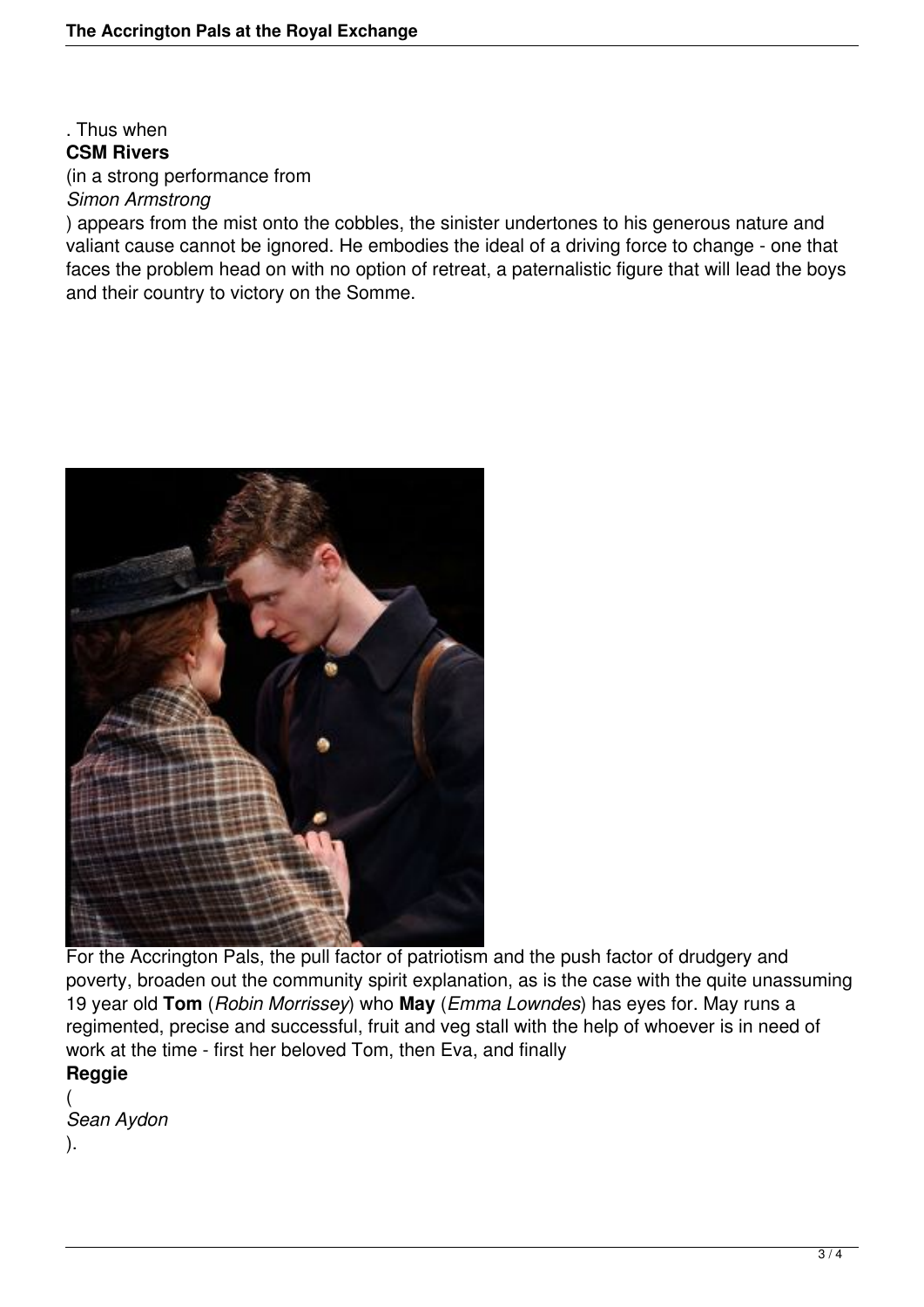. Thus when **CSM Rivers** (in a strong performance from *Simon Armstrong*) appears from the mist onto the cobbles, the sinister undertones to his generous nature and valiant cause cannot be ignored. He embodies the ideal of a driving force to change - one that faces the problem head on with no option of retreat, a paternalistic figure that will lead the boys and their country to victory on the Somme.

For the Accrington Pals, the pull factor of patriotism and the push factor of drudgery and poverty, broaden out the community spirit explanation, as is the case with the quite unassuming 19 year old **Tom** (*Robin Morrissey*) who **May** (*Emma Lowndes*) has eyes for. May runs a regimented, precise and successful, fruit and veg stall with the help of whoever is in need of work at the time - first her beloved Tom, then Eva, and finally **Reggie** (*Sean Aydon*).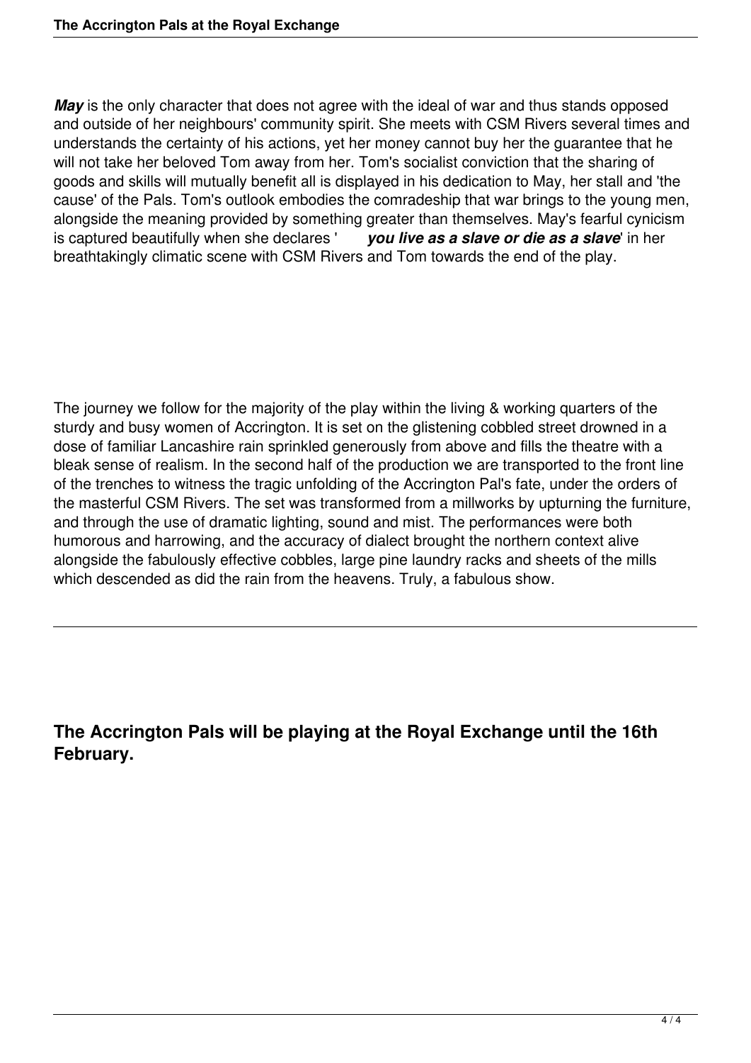***May*** is the only character that does not agree with the ideal of war and thus stands opposed and outside of her neighbours' community spirit. She meets with CSM Rivers several times and understands the certainty of his actions, yet her money cannot buy her the guarantee that he will not take her beloved Tom away from her. Tom's socialist conviction that the sharing of goods and skills will mutually benefit all is displayed in his dedication to May, her stall and 'the cause' of the Pals. Tom's outlook embodies the comradeship that war brings to the young men, alongside the meaning provided by something greater than themselves. May's fearful cynicism is captured beautifully when she declares ' ***you live as a slave or die as a slave***' in her breathtakingly climatic scene with CSM Rivers and Tom towards the end of the play.

The journey we follow for the majority of the play within the living & working quarters of the sturdy and busy women of Accrington. It is set on the glistening cobbled street drowned in a dose of familiar Lancashire rain sprinkled generously from above and fills the theatre with a bleak sense of realism. In the second half of the production we are transported to the front line of the trenches to witness the tragic unfolding of the Accrington Pal's fate, under the orders of the masterful CSM Rivers. The set was transformed from a millworks by upturning the furniture, and through the use of dramatic lighting, sound and mist. The performances were both humorous and harrowing, and the accuracy of dialect brought the northern context alive alongside the fabulously effective cobbles, large pine laundry racks and sheets of the mills which descended as did the rain from the heavens. Truly, a fabulous show.

---

**The Accrington Pals will be playing at the Royal Exchange until the 16th February.**